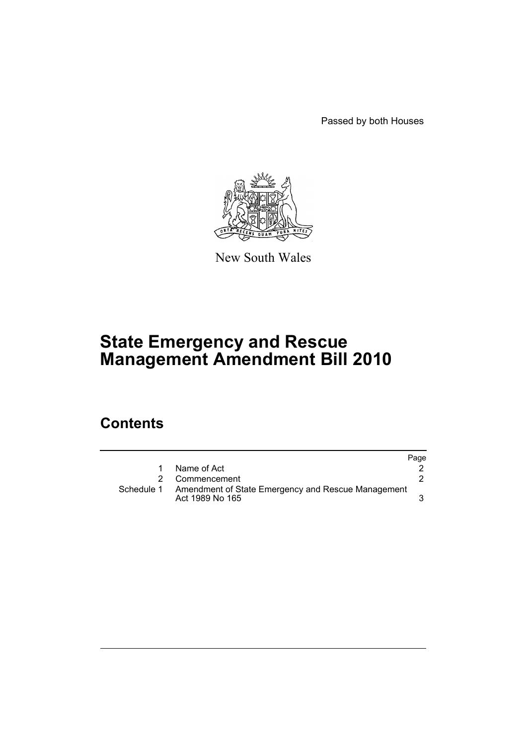Passed by both Houses

New South Wales

# State Emergency and Rescue Management Amendment Bill 2010

## Contents

| | | Page |
|---|---|---|
| 1 | Name of Act | 2 |
| 2 | Commencement | 2 |
| Schedule 1 | Amendment of State Emergency and Rescue Management Act 1989 No 165 | 3 |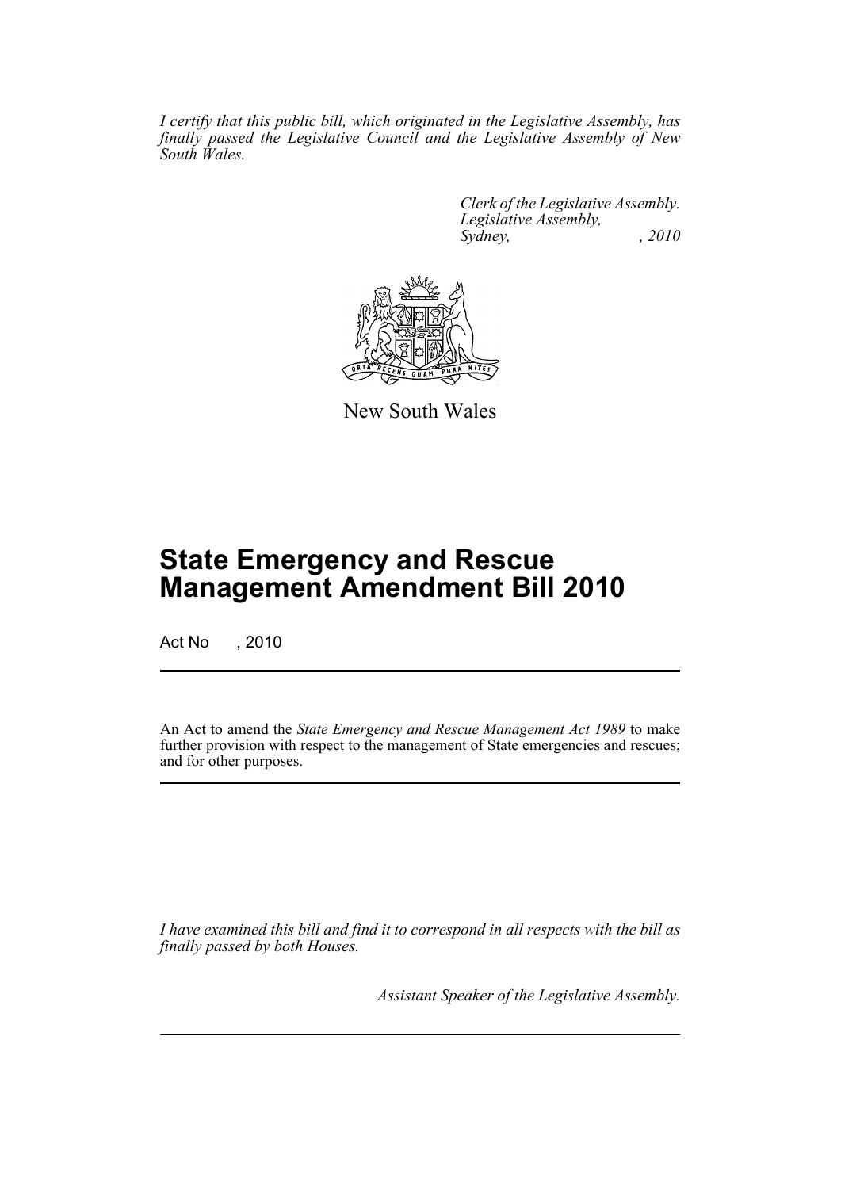*I certify that this public bill, which originated in the Legislative Assembly, has finally passed the Legislative Council and the Legislative Assembly of New South Wales.*

*Clerk of the Legislative Assembly.*
*Legislative Assembly,*
*Sydney, , 2010*

New South Wales

# State Emergency and Rescue Management Amendment Bill 2010

Act No , 2010

An Act to amend the *State Emergency and Rescue Management Act 1989* to make further provision with respect to the management of State emergencies and rescues; and for other purposes.

*I have examined this bill and find it to correspond in all respects with the bill as finally passed by both Houses.*

*Assistant Speaker of the Legislative Assembly.*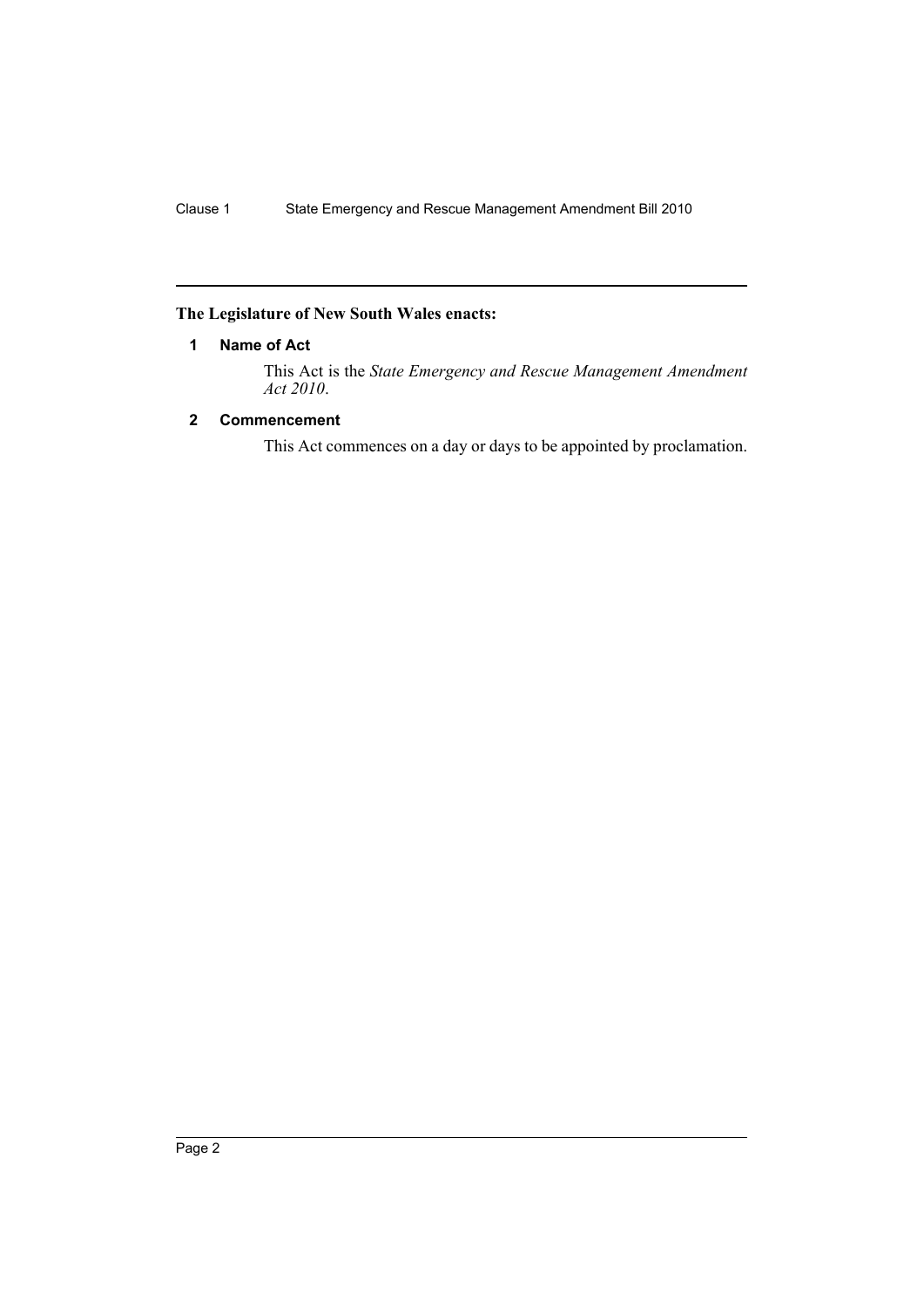**The Legislature of New South Wales enacts:**

## 1 Name of Act

This Act is the *State Emergency and Rescue Management Amendment Act 2010*.

## 2 Commencement

This Act commences on a day or days to be appointed by proclamation.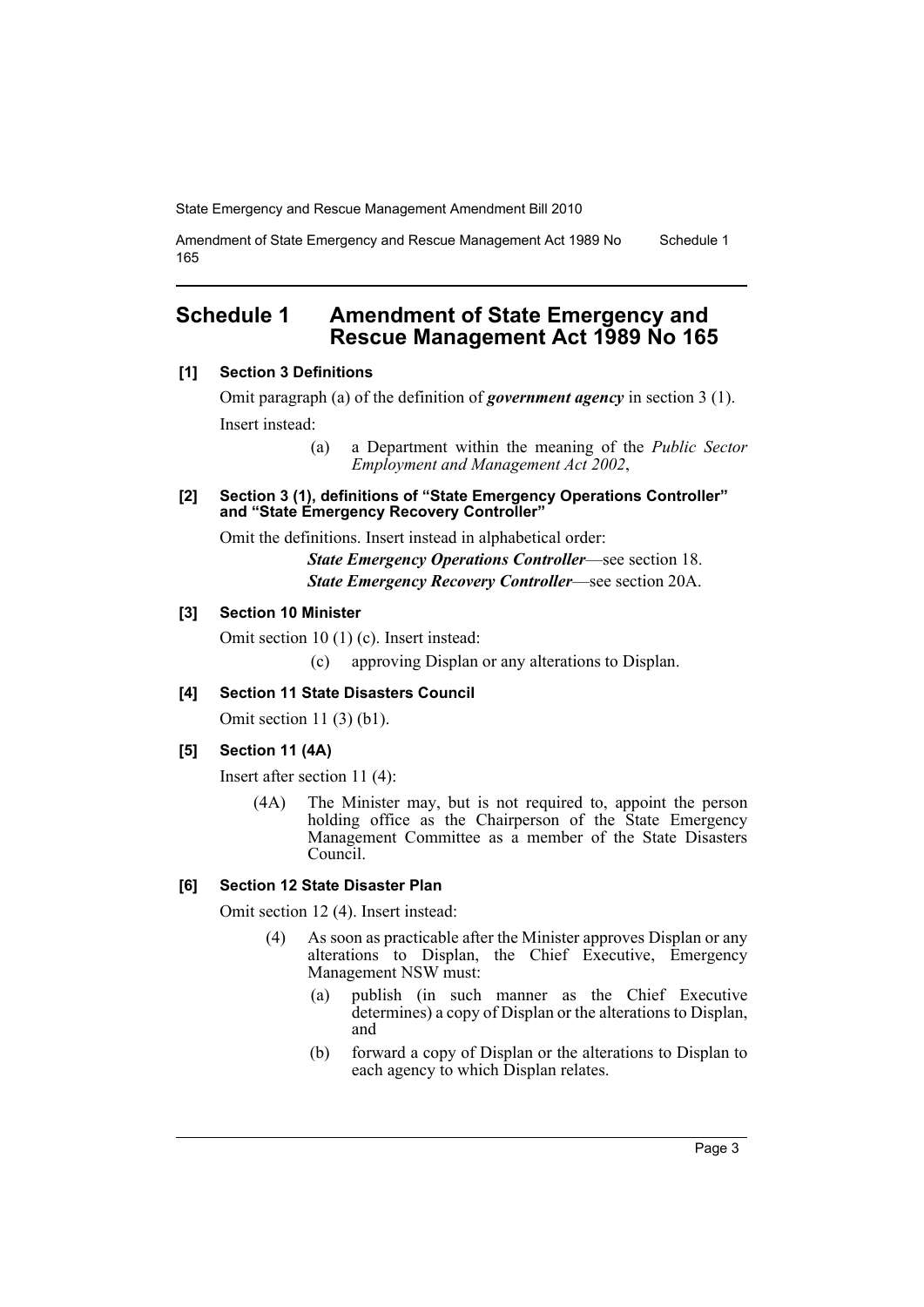# Schedule 1 Amendment of State Emergency and Rescue Management Act 1989 No 165

**[1] Section 3 Definitions**

Omit paragraph (a) of the definition of ***government agency*** in section 3 (1).

Insert instead:

> (a) a Department within the meaning of the *Public Sector Employment and Management Act 2002*,

**[2] Section 3 (1), definitions of "State Emergency Operations Controller" and "State Emergency Recovery Controller"**

Omit the definitions. Insert instead in alphabetical order:

> ***State Emergency Operations Controller***—see section 18.
>
> ***State Emergency Recovery Controller***—see section 20A.

**[3] Section 10 Minister**

Omit section 10 (1) (c). Insert instead:

> (c) approving Displan or any alterations to Displan.

**[4] Section 11 State Disasters Council**

Omit section 11 (3) (b1).

**[5] Section 11 (4A)**

Insert after section 11 (4):

> (4A) The Minister may, but is not required to, appoint the person holding office as the Chairperson of the State Emergency Management Committee as a member of the State Disasters Council.

**[6] Section 12 State Disaster Plan**

Omit section 12 (4). Insert instead:

> (4) As soon as practicable after the Minister approves Displan or any alterations to Displan, the Chief Executive, Emergency Management NSW must:
>
> (a) publish (in such manner as the Chief Executive determines) a copy of Displan or the alterations to Displan, and
>
> (b) forward a copy of Displan or the alterations to Displan to each agency to which Displan relates.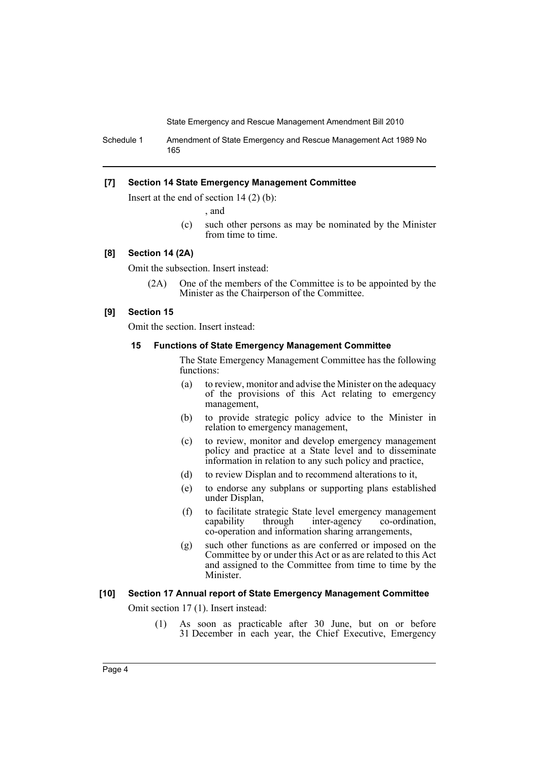### [7] Section 14 State Emergency Management Committee

Insert at the end of section 14 (2) (b):

, and

(c) such other persons as may be nominated by the Minister from time to time.

### [8] Section 14 (2A)

Omit the subsection. Insert instead:

(2A) One of the members of the Committee is to be appointed by the Minister as the Chairperson of the Committee.

### [9] Section 15

Omit the section. Insert instead:

#### 15 Functions of State Emergency Management Committee

The State Emergency Management Committee has the following functions:

(a) to review, monitor and advise the Minister on the adequacy of the provisions of this Act relating to emergency management,

(b) to provide strategic policy advice to the Minister in relation to emergency management,

(c) to review, monitor and develop emergency management policy and practice at a State level and to disseminate information in relation to any such policy and practice,

(d) to review Displan and to recommend alterations to it,

(e) to endorse any subplans or supporting plans established under Displan,

(f) to facilitate strategic State level emergency management capability through inter-agency co-ordination, co-operation and information sharing arrangements,

(g) such other functions as are conferred or imposed on the Committee by or under this Act or as are related to this Act and assigned to the Committee from time to time by the Minister.

### [10] Section 17 Annual report of State Emergency Management Committee

Omit section 17 (1). Insert instead:

(1) As soon as practicable after 30 June, but on or before 31 December in each year, the Chief Executive, Emergency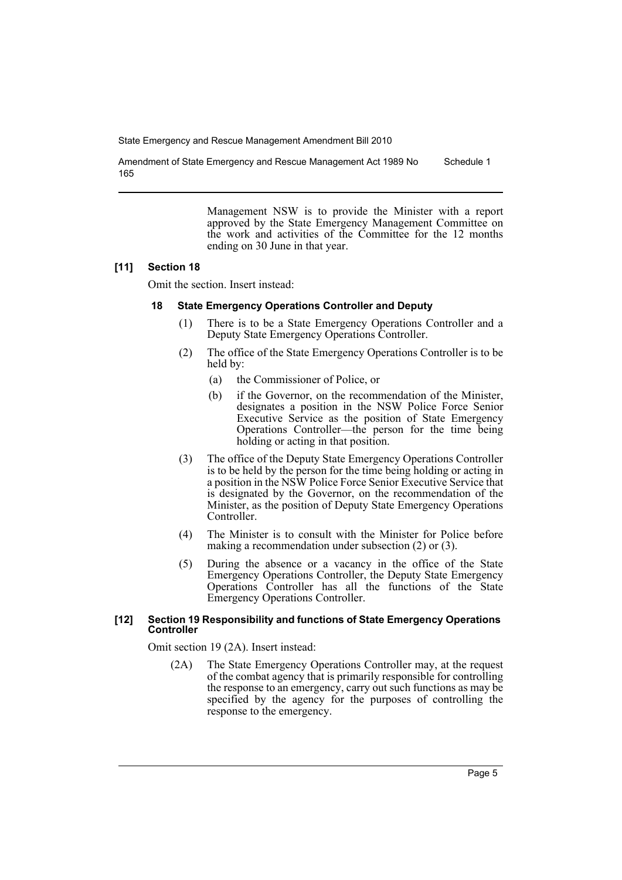Management NSW is to provide the Minister with a report approved by the State Emergency Management Committee on the work and activities of the Committee for the 12 months ending on 30 June in that year.

**[11] Section 18**

Omit the section. Insert instead:

**18 State Emergency Operations Controller and Deputy**

(1) There is to be a State Emergency Operations Controller and a Deputy State Emergency Operations Controller.

(2) The office of the State Emergency Operations Controller is to be held by:

- (a) the Commissioner of Police, or
- (b) if the Governor, on the recommendation of the Minister, designates a position in the NSW Police Force Senior Executive Service as the position of State Emergency Operations Controller—the person for the time being holding or acting in that position.

(3) The office of the Deputy State Emergency Operations Controller is to be held by the person for the time being holding or acting in a position in the NSW Police Force Senior Executive Service that is designated by the Governor, on the recommendation of the Minister, as the position of Deputy State Emergency Operations Controller.

(4) The Minister is to consult with the Minister for Police before making a recommendation under subsection (2) or (3).

(5) During the absence or a vacancy in the office of the State Emergency Operations Controller, the Deputy State Emergency Operations Controller has all the functions of the State Emergency Operations Controller.

**[12] Section 19 Responsibility and functions of State Emergency Operations Controller**

Omit section 19 (2A). Insert instead:

(2A) The State Emergency Operations Controller may, at the request of the combat agency that is primarily responsible for controlling the response to an emergency, carry out such functions as may be specified by the agency for the purposes of controlling the response to the emergency.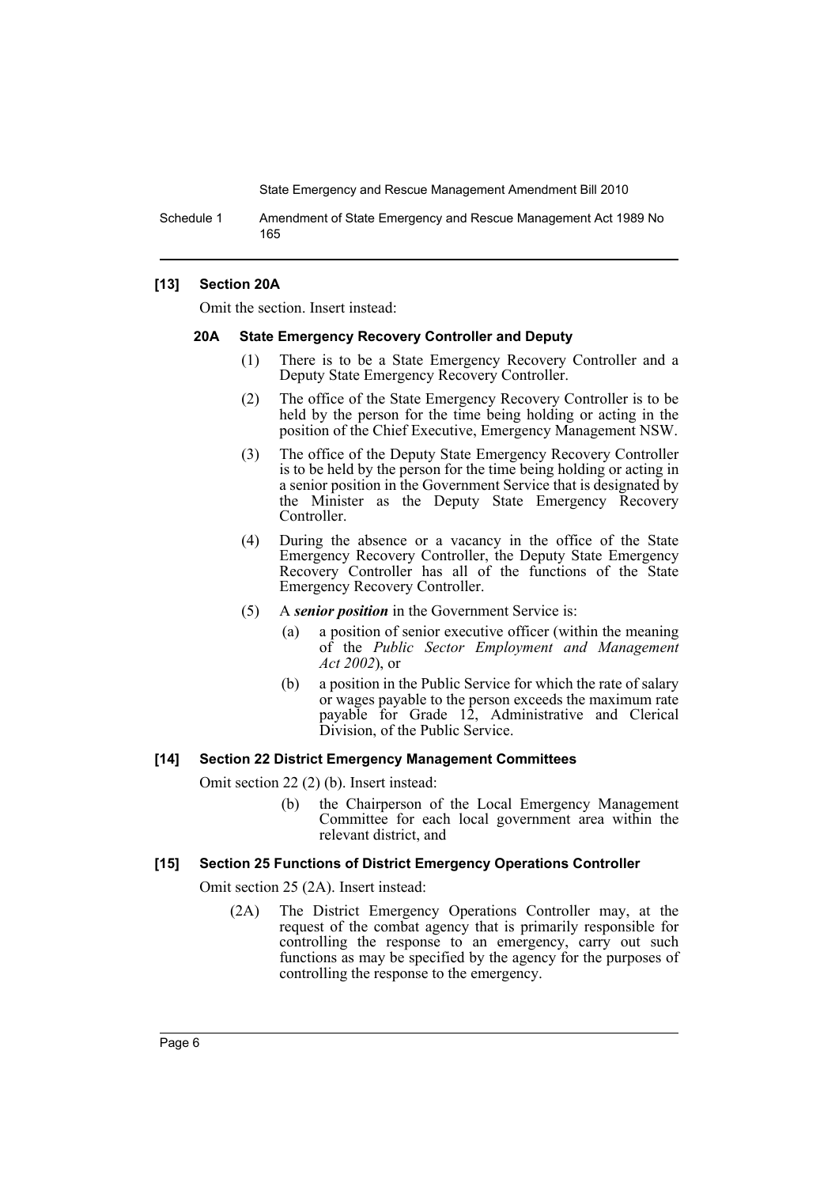### [13] Section 20A

Omit the section. Insert instead:

#### 20A State Emergency Recovery Controller and Deputy

(1) There is to be a State Emergency Recovery Controller and a Deputy State Emergency Recovery Controller.

(2) The office of the State Emergency Recovery Controller is to be held by the person for the time being holding or acting in the position of the Chief Executive, Emergency Management NSW.

(3) The office of the Deputy State Emergency Recovery Controller is to be held by the person for the time being holding or acting in a senior position in the Government Service that is designated by the Minister as the Deputy State Emergency Recovery Controller.

(4) During the absence or a vacancy in the office of the State Emergency Recovery Controller, the Deputy State Emergency Recovery Controller has all of the functions of the State Emergency Recovery Controller.

(5) A ***senior position*** in the Government Service is:

- (a) a position of senior executive officer (within the meaning of the *Public Sector Employment and Management Act 2002*), or
- (b) a position in the Public Service for which the rate of salary or wages payable to the person exceeds the maximum rate payable for Grade 12, Administrative and Clerical Division, of the Public Service.

### [14] Section 22 District Emergency Management Committees

Omit section 22 (2) (b). Insert instead:

- (b) the Chairperson of the Local Emergency Management Committee for each local government area within the relevant district, and

### [15] Section 25 Functions of District Emergency Operations Controller

Omit section 25 (2A). Insert instead:

(2A) The District Emergency Operations Controller may, at the request of the combat agency that is primarily responsible for controlling the response to an emergency, carry out such functions as may be specified by the agency for the purposes of controlling the response to the emergency.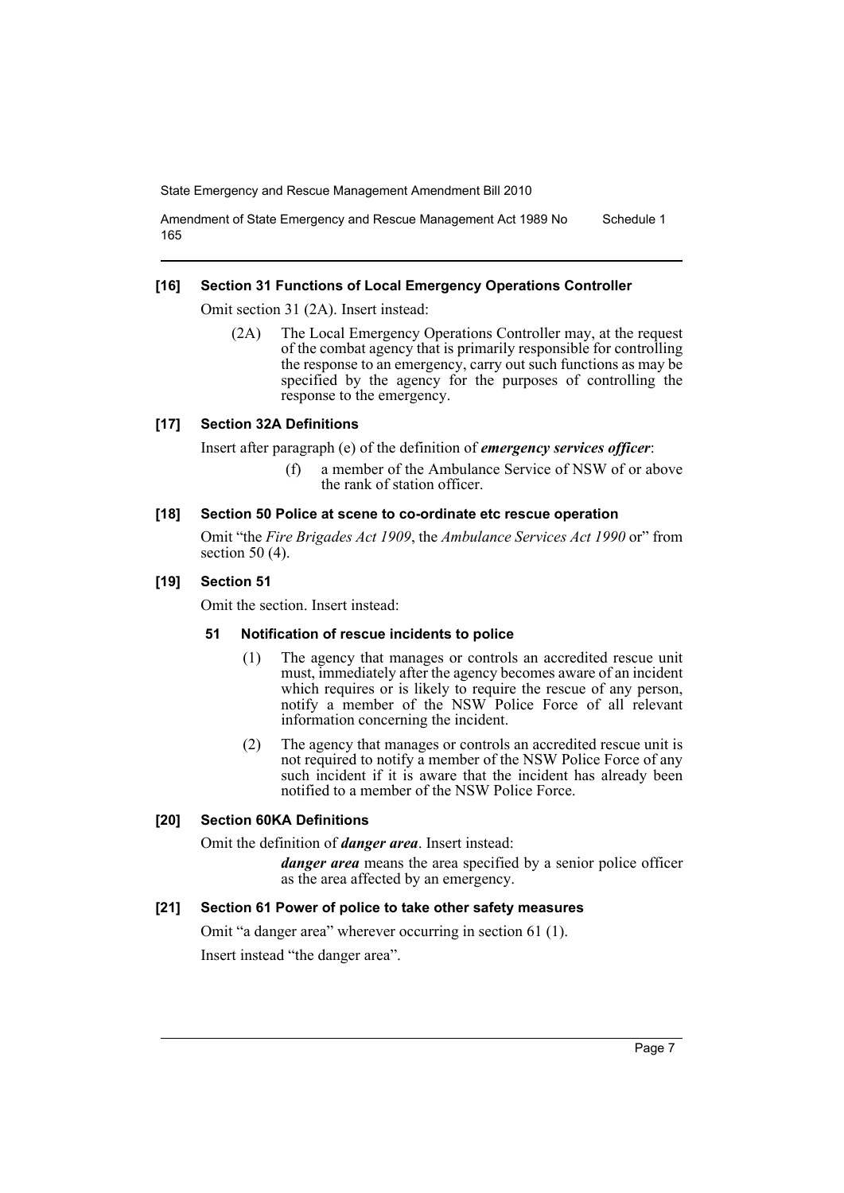### [16] Section 31 Functions of Local Emergency Operations Controller

Omit section 31 (2A). Insert instead:

(2A) The Local Emergency Operations Controller may, at the request of the combat agency that is primarily responsible for controlling the response to an emergency, carry out such functions as may be specified by the agency for the purposes of controlling the response to the emergency.

### [17] Section 32A Definitions

Insert after paragraph (e) of the definition of ***emergency services officer***:

(f) a member of the Ambulance Service of NSW of or above the rank of station officer.

### [18] Section 50 Police at scene to co-ordinate etc rescue operation

Omit "the *Fire Brigades Act 1909*, the *Ambulance Services Act 1990* or" from section 50 (4).

### [19] Section 51

Omit the section. Insert instead:

#### 51 Notification of rescue incidents to police

(1) The agency that manages or controls an accredited rescue unit must, immediately after the agency becomes aware of an incident which requires or is likely to require the rescue of any person, notify a member of the NSW Police Force of all relevant information concerning the incident.

(2) The agency that manages or controls an accredited rescue unit is not required to notify a member of the NSW Police Force of any such incident if it is aware that the incident has already been notified to a member of the NSW Police Force.

### [20] Section 60KA Definitions

Omit the definition of ***danger area***. Insert instead:

***danger area*** means the area specified by a senior police officer as the area affected by an emergency.

### [21] Section 61 Power of police to take other safety measures

Omit "a danger area" wherever occurring in section 61 (1).

Insert instead "the danger area".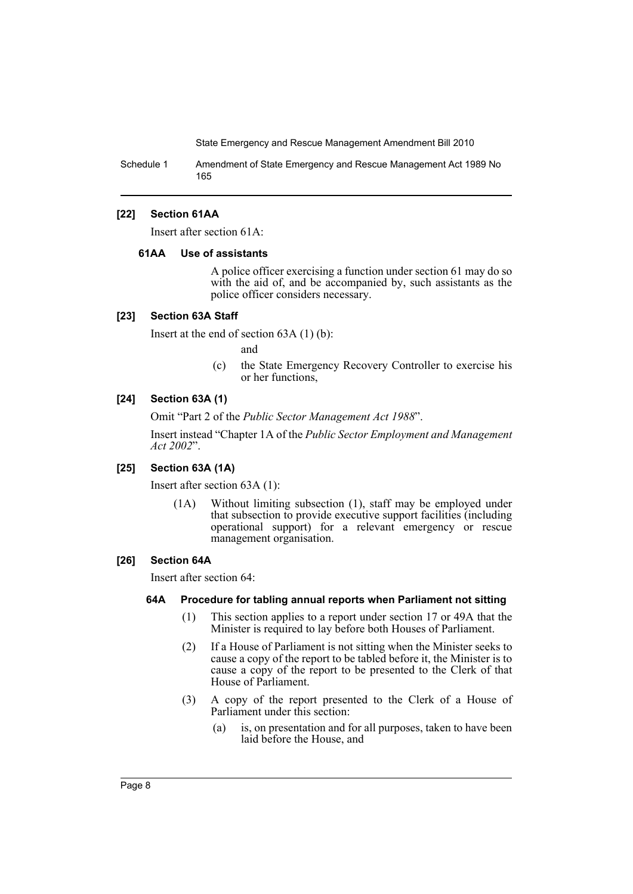#### [22] Section 61AA

Insert after section 61A:

##### 61AA Use of assistants

A police officer exercising a function under section 61 may do so with the aid of, and be accompanied by, such assistants as the police officer considers necessary.

#### [23] Section 63A Staff

Insert at the end of section 63A (1) (b):

and

(c) the State Emergency Recovery Controller to exercise his or her functions,

#### [24] Section 63A (1)

Omit "Part 2 of the *Public Sector Management Act 1988*".

Insert instead "Chapter 1A of the *Public Sector Employment and Management Act 2002*".

#### [25] Section 63A (1A)

Insert after section 63A (1):

(1A) Without limiting subsection (1), staff may be employed under that subsection to provide executive support facilities (including operational support) for a relevant emergency or rescue management organisation.

#### [26] Section 64A

Insert after section 64:

##### 64A Procedure for tabling annual reports when Parliament not sitting

(1) This section applies to a report under section 17 or 49A that the Minister is required to lay before both Houses of Parliament.

(2) If a House of Parliament is not sitting when the Minister seeks to cause a copy of the report to be tabled before it, the Minister is to cause a copy of the report to be presented to the Clerk of that House of Parliament.

(3) A copy of the report presented to the Clerk of a House of Parliament under this section:

(a) is, on presentation and for all purposes, taken to have been laid before the House, and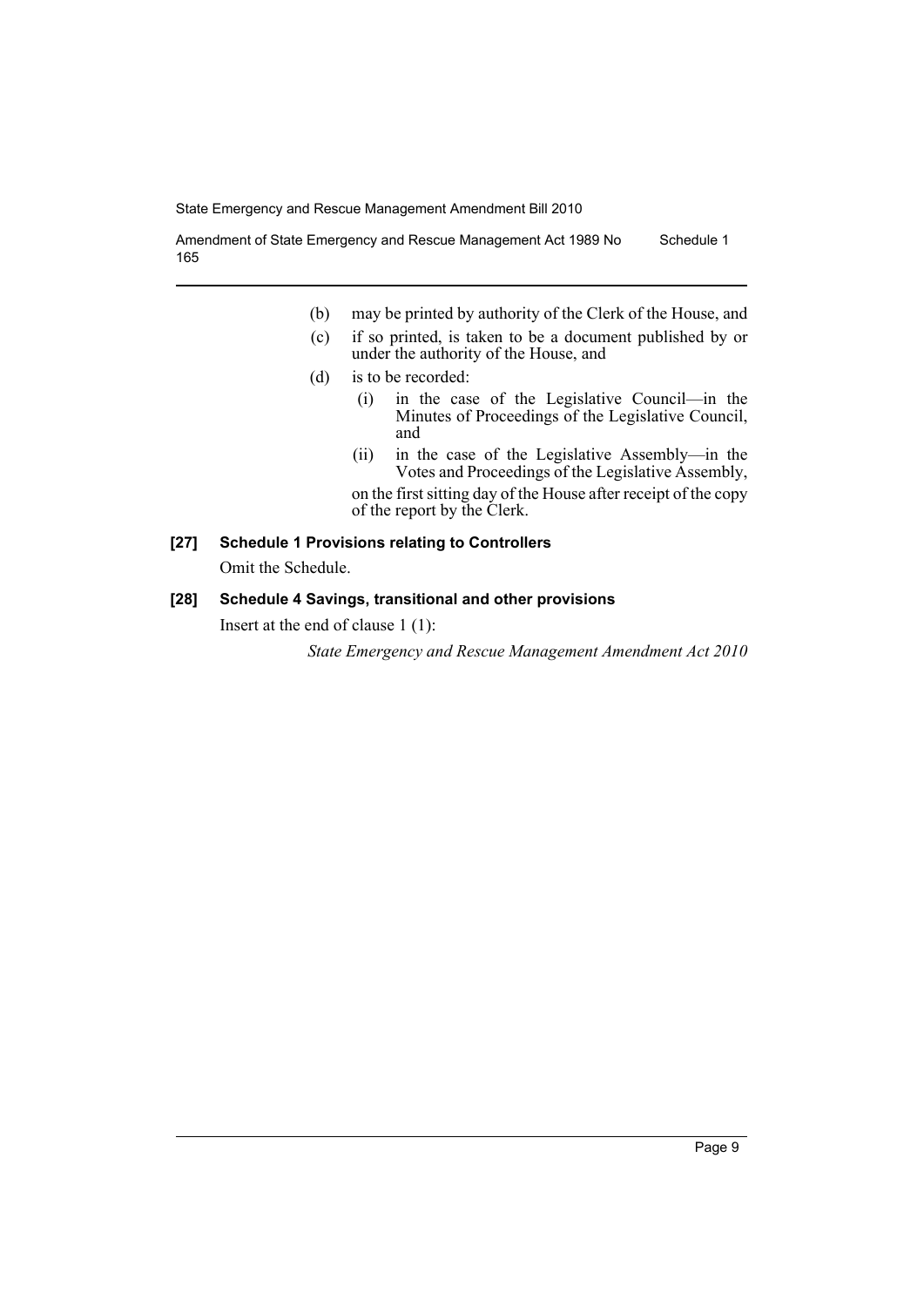(b) may be printed by authority of the Clerk of the House, and

(c) if so printed, is taken to be a document published by or under the authority of the House, and

(d) is to be recorded:

(i) in the case of the Legislative Council—in the Minutes of Proceedings of the Legislative Council, and

(ii) in the case of the Legislative Assembly—in the Votes and Proceedings of the Legislative Assembly,

on the first sitting day of the House after receipt of the copy of the report by the Clerk.

### [27] Schedule 1 Provisions relating to Controllers

Omit the Schedule.

### [28] Schedule 4 Savings, transitional and other provisions

Insert at the end of clause 1 (1):

*State Emergency and Rescue Management Amendment Act 2010*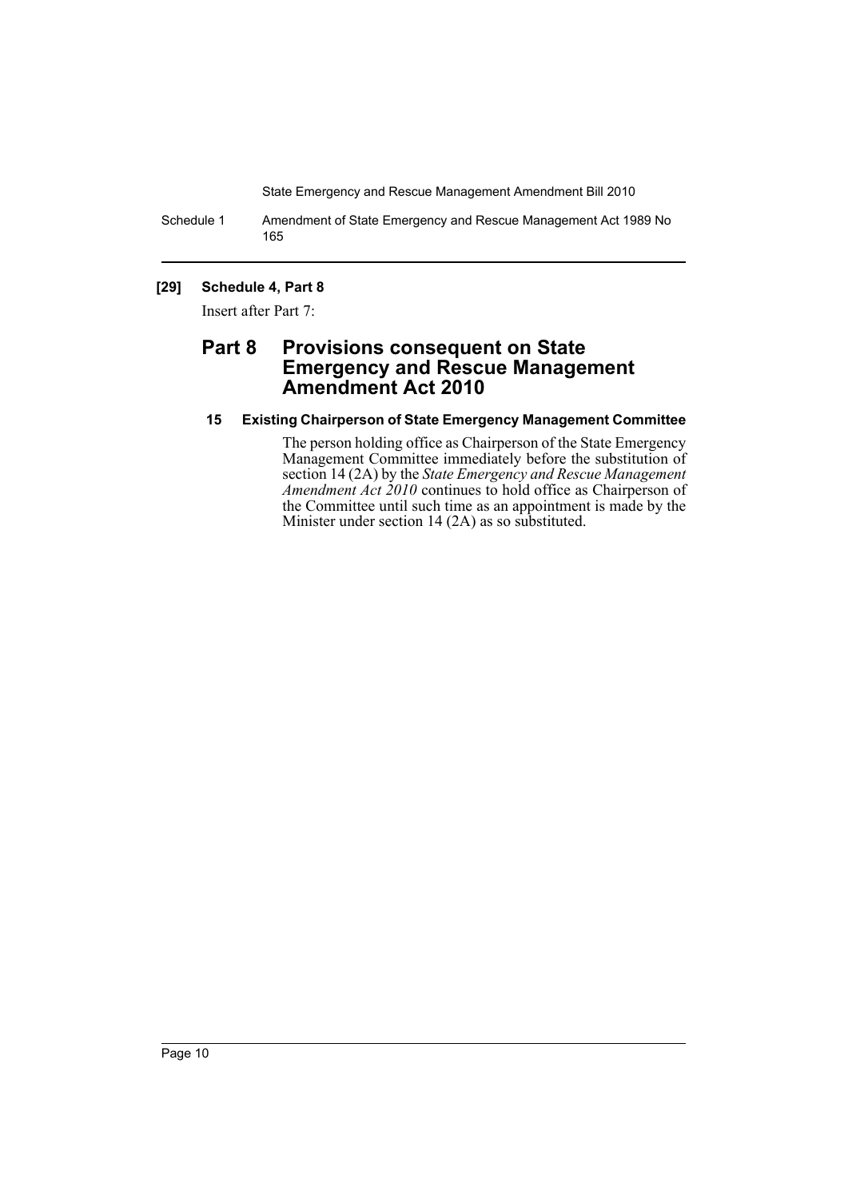**[29] Schedule 4, Part 8**

Insert after Part 7:

## Part 8 Provisions consequent on State Emergency and Rescue Management Amendment Act 2010

### 15 Existing Chairperson of State Emergency Management Committee

The person holding office as Chairperson of the State Emergency Management Committee immediately before the substitution of section 14 (2A) by the *State Emergency and Rescue Management Amendment Act 2010* continues to hold office as Chairperson of the Committee until such time as an appointment is made by the Minister under section 14 (2A) as so substituted.